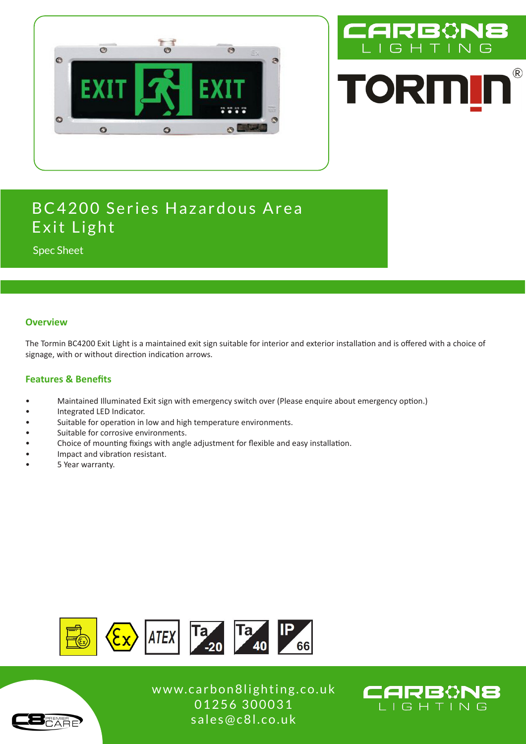# BC4200 Series Hazardous Area Exit Light

Spec Sheet

## Overview

The Tormin BC4200 Exit Light is a maintained exit sign suitable for interior and exterior installation and is offered with a choice of signage, with or without direction indication arrows.

## Features & Benefits

- Maintained Illuminated Exit sign with emergency switch over (Please enquire about emergency option.)
- Integrated LED Indicator.
- Suitable for operation in low and high temperature environments.
- Suitable for corrosive environments.
- Choice of mounting fixings with angle adjustment for flexible and easy installation.
- Impact and vibration resistant.
- 5 Year warranty.

ATEX Ta -20 Ta 40 IP 66

www.carbon8lighting.co.uk
01256 300031
sales@c8l.co.uk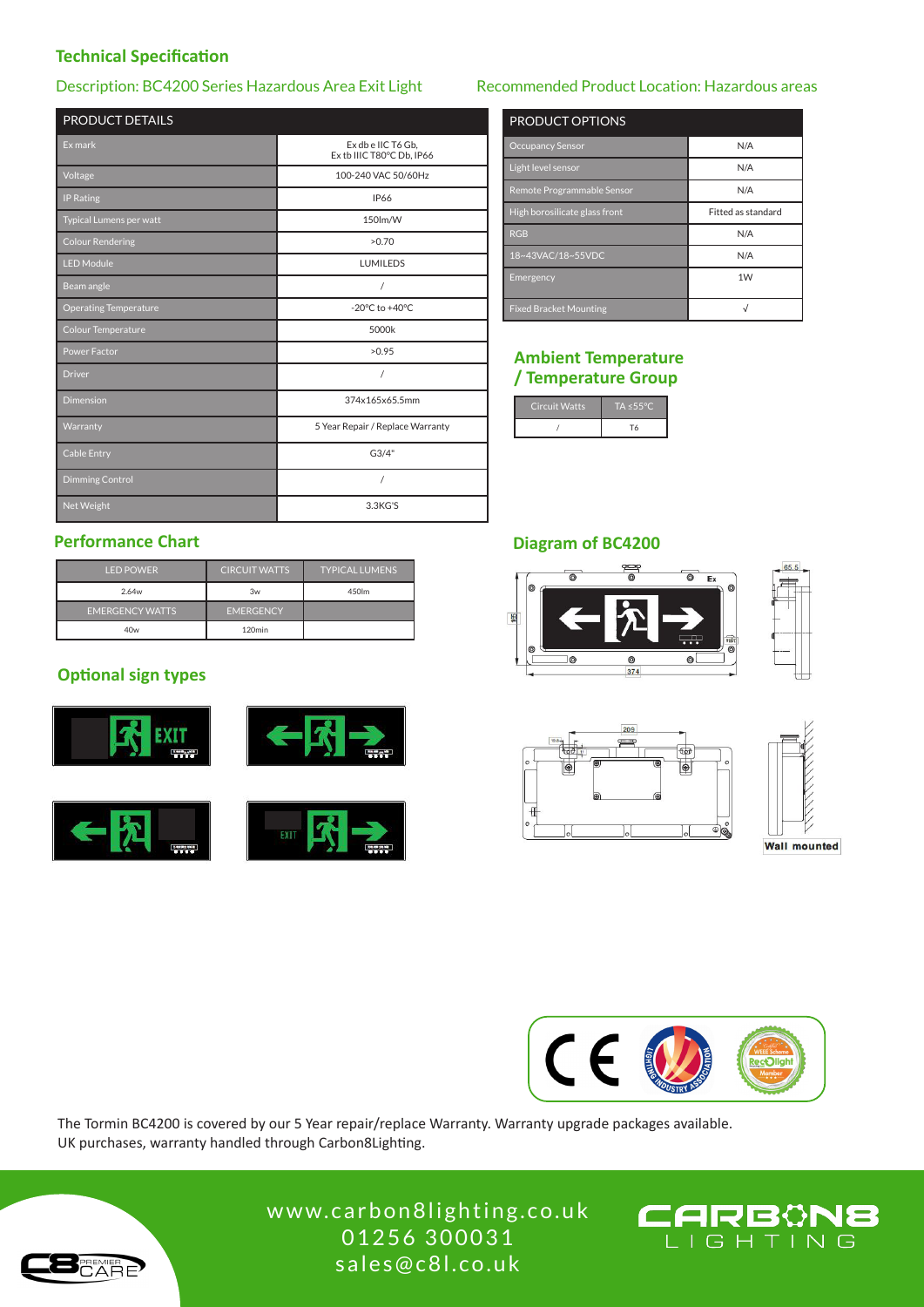## Technical Specification

Description: BC4200 Series Hazardous Area Exit Light

Recommended Product Location: Hazardous areas

| PRODUCT DETAILS | |
|---|---|
| Ex mark | Ex db e IIC T6 Gb, Ex tb IIIC T80°C Db, IP66 |
| Voltage | 100-240 VAC 50/60Hz |
| IP Rating | IP66 |
| Typical Lumens per watt | 150lm/W |
| Colour Rendering | >0.70 |
| LED Module | LUMILEDS |
| Beam angle | / |
| Operating Temperature | -20°C to +40°C |
| Colour Temperature | 5000k |
| Power Factor | >0.95 |
| Driver | / |
| Dimension | 374x165x65.5mm |
| Warranty | 5 Year Repair / Replace Warranty |
| Cable Entry | G3/4" |
| Dimming Control | / |
| Net Weight | 3.3KG'S |

| PRODUCT OPTIONS | |
|---|---|
| Occupancy Sensor | N/A |
| Light level sensor | N/A |
| Remote Programmable Sensor | N/A |
| High borosilicate glass front | Fitted as standard |
| RGB | N/A |
| 18~43VAC/18~55VDC | N/A |
| Emergency | 1W |
| Fixed Bracket Mounting | √ |

## Ambient Temperature / Temperature Group

| Circuit Watts | TA ≤55°C |
|---|---|
| / | T6 |

## Performance Chart

| LED POWER | CIRCUIT WATTS | TYPICAL LUMENS |
|---|---|---|
| 2.64w | 3w | 450lm |
| EMERGENCY WATTS | EMERGENCY | |
| 40w | 120min | |

## Optional sign types

## Diagram of BC4200

374

65.5

209

Wall mounted

The Tormin BC4200 is covered by our 5 Year repair/replace Warranty. Warranty upgrade packages available.
UK purchases, warranty handled through Carbon8Lighting.

www.carbon8lighting.co.uk
01256 300031
sales@c8l.co.uk

CARBON8 LIGHTING

C8 PREMIER CARE